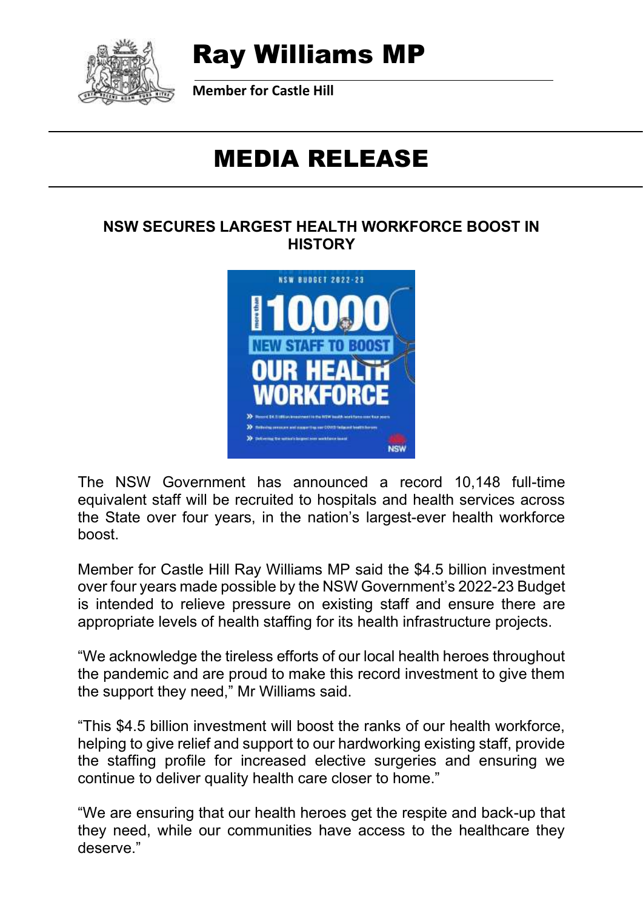# Ray Williams MP

**Member for Castle Hill**

# MEDIA RELEASE

## NSW SECURES LARGEST HEALTH WORKFORCE BOOST IN HISTORY

The NSW Government has announced a record 10,148 full-time equivalent staff will be recruited to hospitals and health services across the State over four years, in the nation's largest-ever health workforce boost.

Member for Castle Hill Ray Williams MP said the $4.5 billion investment over four years made possible by the NSW Government's 2022-23 Budget is intended to relieve pressure on existing staff and ensure there are appropriate levels of health staffing for its health infrastructure projects.

"We acknowledge the tireless efforts of our local health heroes throughout the pandemic and are proud to make this record investment to give them the support they need," Mr Williams said.

"This $4.5 billion investment will boost the ranks of our health workforce, helping to give relief and support to our hardworking existing staff, provide the staffing profile for increased elective surgeries and ensuring we continue to deliver quality health care closer to home."

"We are ensuring that our health heroes get the respite and back-up that they need, while our communities have access to the healthcare they deserve."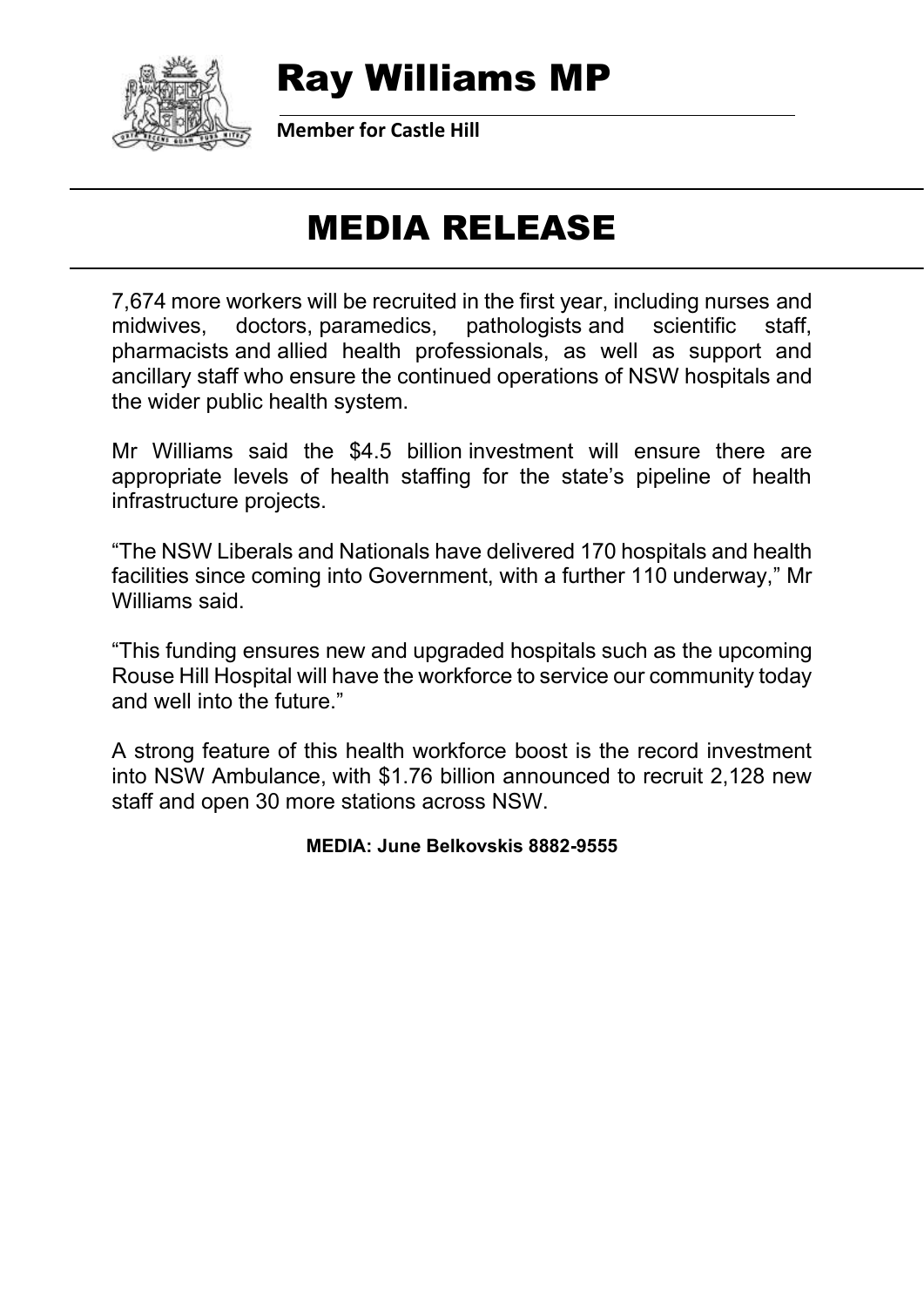# Ray Williams MP

**Member for Castle Hill**

# MEDIA RELEASE

7,674 more workers will be recruited in the first year, including nurses and midwives, doctors, paramedics, pathologists and scientific staff, pharmacists and allied health professionals, as well as support and ancillary staff who ensure the continued operations of NSW hospitals and the wider public health system.

Mr Williams said the $4.5 billion investment will ensure there are appropriate levels of health staffing for the state's pipeline of health infrastructure projects.

"The NSW Liberals and Nationals have delivered 170 hospitals and health facilities since coming into Government, with a further 110 underway," Mr Williams said.

"This funding ensures new and upgraded hospitals such as the upcoming Rouse Hill Hospital will have the workforce to service our community today and well into the future."

A strong feature of this health workforce boost is the record investment into NSW Ambulance, with $1.76 billion announced to recruit 2,128 new staff and open 30 more stations across NSW.

**MEDIA: June Belkovskis 8882-9555**